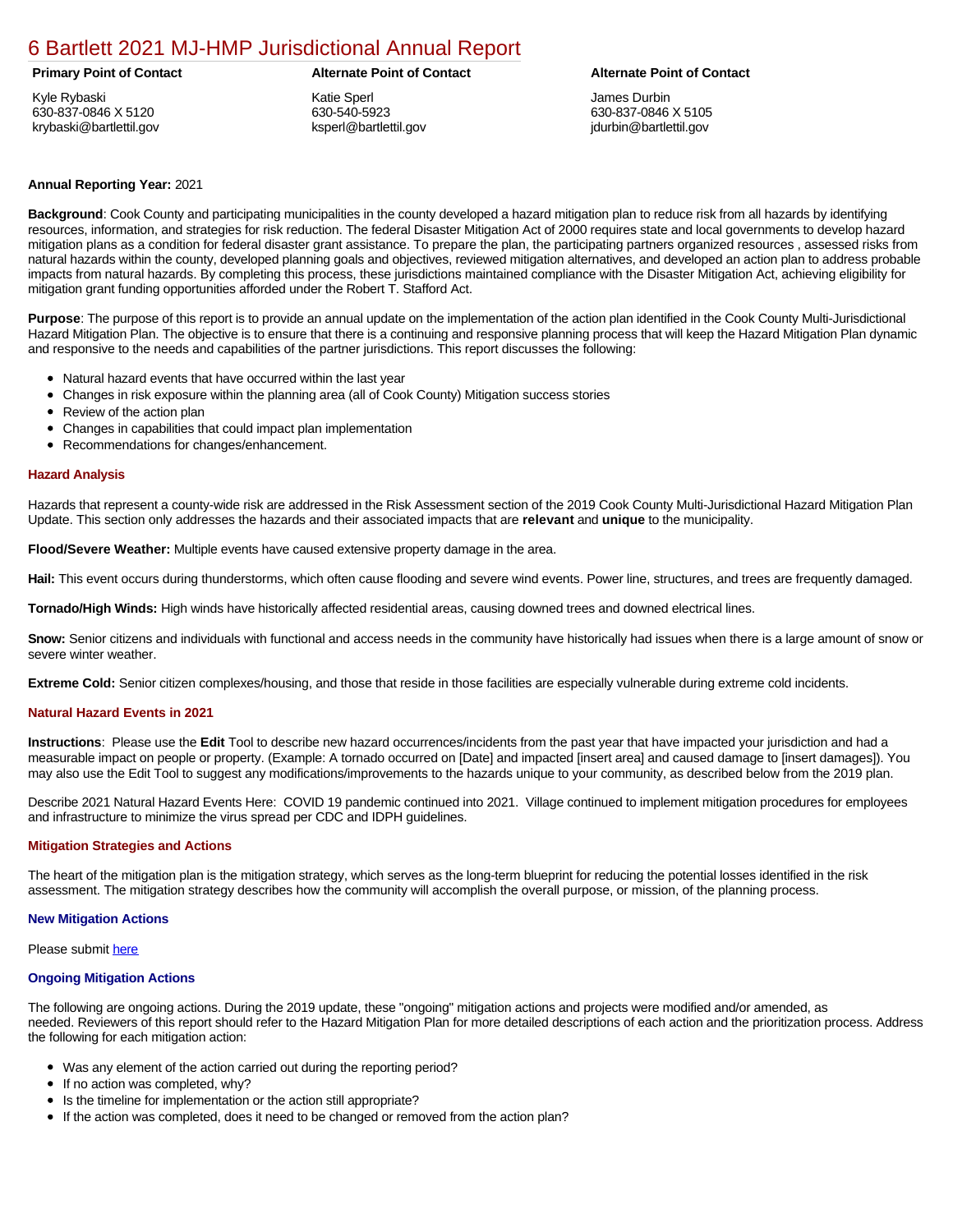# 6 Bartlett 2021 MJ-HMP Jurisdictional Annual Report

| Primary Point of Contact | Alternate Point of Contact | Alternate Point of Contact |
|---|---|---|
| Kyle Rybaski<br>630-837-0846 X 5120<br>krybaski@bartlettil.gov | Katie Sperl<br>630-540-5923<br>ksperl@bartlettil.gov | James Durbin<br>630-837-0846 X 5105<br>jdurbin@bartlettil.gov |

**Annual Reporting Year:** 2021

**Background**: Cook County and participating municipalities in the county developed a hazard mitigation plan to reduce risk from all hazards by identifying resources, information, and strategies for risk reduction. The federal Disaster Mitigation Act of 2000 requires state and local governments to develop hazard mitigation plans as a condition for federal disaster grant assistance. To prepare the plan, the participating partners organized resources , assessed risks from natural hazards within the county, developed planning goals and objectives, reviewed mitigation alternatives, and developed an action plan to address probable impacts from natural hazards. By completing this process, these jurisdictions maintained compliance with the Disaster Mitigation Act, achieving eligibility for mitigation grant funding opportunities afforded under the Robert T. Stafford Act.

**Purpose**: The purpose of this report is to provide an annual update on the implementation of the action plan identified in the Cook County Multi-Jurisdictional Hazard Mitigation Plan. The objective is to ensure that there is a continuing and responsive planning process that will keep the Hazard Mitigation Plan dynamic and responsive to the needs and capabilities of the partner jurisdictions. This report discusses the following:

- Natural hazard events that have occurred within the last year
- Changes in risk exposure within the planning area (all of Cook County) Mitigation success stories
- Review of the action plan
- Changes in capabilities that could impact plan implementation
- Recommendations for changes/enhancement.

## Hazard Analysis

Hazards that represent a county-wide risk are addressed in the Risk Assessment section of the 2019 Cook County Multi-Jurisdictional Hazard Mitigation Plan Update. This section only addresses the hazards and their associated impacts that are **relevant** and **unique** to the municipality.

**Flood/Severe Weather:** Multiple events have caused extensive property damage in the area.

**Hail:** This event occurs during thunderstorms, which often cause flooding and severe wind events. Power line, structures, and trees are frequently damaged.

**Tornado/High Winds:** High winds have historically affected residential areas, causing downed trees and downed electrical lines.

**Snow:** Senior citizens and individuals with functional and access needs in the community have historically had issues when there is a large amount of snow or severe winter weather.

**Extreme Cold:** Senior citizen complexes/housing, and those that reside in those facilities are especially vulnerable during extreme cold incidents.

## Natural Hazard Events in 2021

**Instructions**: Please use the **Edit** Tool to describe new hazard occurrences/incidents from the past year that have impacted your jurisdiction and had a measurable impact on people or property. (Example: A tornado occurred on [Date] and impacted [insert area] and caused damage to [insert damages]). You may also use the Edit Tool to suggest any modifications/improvements to the hazards unique to your community, as described below from the 2019 plan.

Describe 2021 Natural Hazard Events Here: COVID 19 pandemic continued into 2021. Village continued to implement mitigation procedures for employees and infrastructure to minimize the virus spread per CDC and IDPH guidelines.

## Mitigation Strategies and Actions

The heart of the mitigation plan is the mitigation strategy, which serves as the long-term blueprint for reducing the potential losses identified in the risk assessment. The mitigation strategy describes how the community will accomplish the overall purpose, or mission, of the planning process.

### New Mitigation Actions

Please submit here

### Ongoing Mitigation Actions

The following are ongoing actions. During the 2019 update, these "ongoing" mitigation actions and projects were modified and/or amended, as needed. Reviewers of this report should refer to the Hazard Mitigation Plan for more detailed descriptions of each action and the prioritization process. Address the following for each mitigation action:

- Was any element of the action carried out during the reporting period?
- If no action was completed, why?
- Is the timeline for implementation or the action still appropriate?
- If the action was completed, does it need to be changed or removed from the action plan?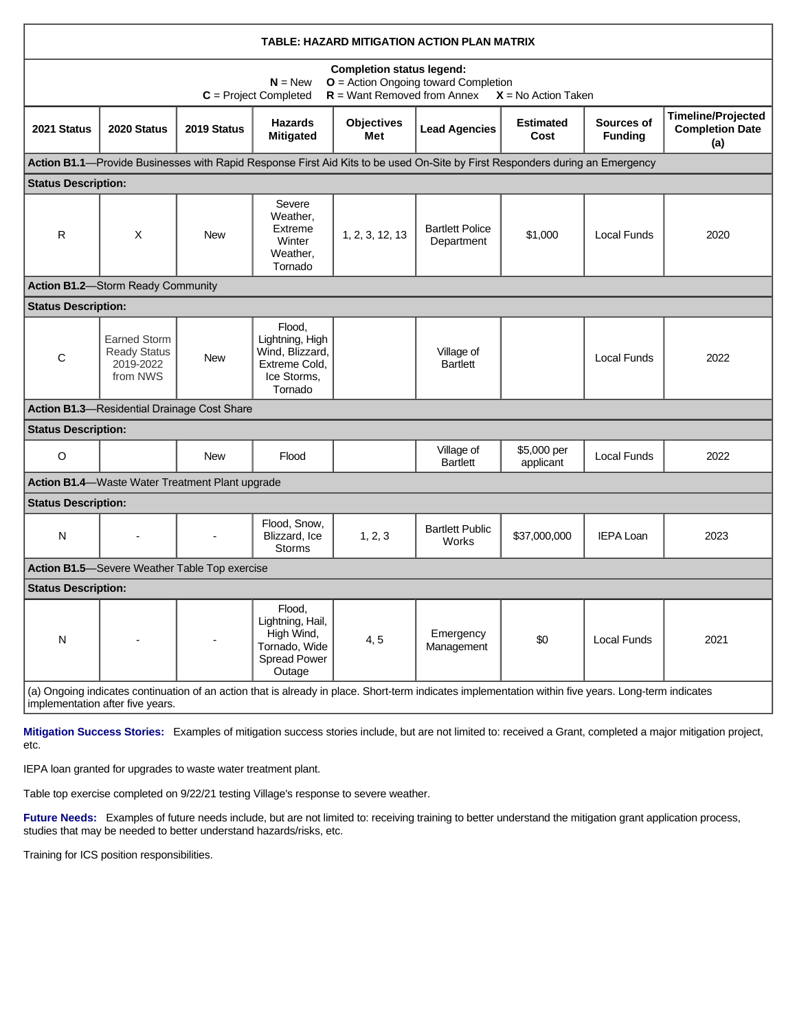**TABLE: HAZARD MITIGATION ACTION PLAN MATRIX**

**Completion status legend:**
**N** = New **O** = Action Ongoing toward Completion
**C** = Project Completed **R** = Want Removed from Annex **X** = No Action Taken

| 2021 Status | 2020 Status | 2019 Status | Hazards Mitigated | Objectives Met | Lead Agencies | Estimated Cost | Sources of Funding | Timeline/Projected Completion Date (a) |
|---|---|---|---|---|---|---|---|---|
| **Action B1.1**—Provide Businesses with Rapid Response First Aid Kits to be used On-Site by First Responders during an Emergency | | | | | | | | |
| **Status Description:** | | | | | | | | |
| R | X | New | Severe Weather, Extreme Winter Weather, Tornado | 1, 2, 3, 12, 13 | Bartlett Police Department | $1,000 | Local Funds | 2020 |
| **Action B1.2**—Storm Ready Community | | | | | | | | |
| **Status Description:** | | | | | | | | |
| C | Earned Storm Ready Status 2019-2022 from NWS | New | Flood, Lightning, High Wind, Blizzard, Extreme Cold, Ice Storms, Tornado | | Village of Bartlett | | Local Funds | 2022 |
| **Action B1.3**—Residential Drainage Cost Share | | | | | | | | |
| **Status Description:** | | | | | | | | |
| O | | New | Flood | | Village of Bartlett | $5,000 per applicant | Local Funds | 2022 |
| **Action B1.4**—Waste Water Treatment Plant upgrade | | | | | | | | |
| **Status Description:** | | | | | | | | |
| N | - | - | Flood, Snow, Blizzard, Ice Storms | 1, 2, 3 | Bartlett Public Works | $37,000,000 | IEPA Loan | 2023 |
| **Action B1.5**—Severe Weather Table Top exercise | | | | | | | | |
| **Status Description:** | | | | | | | | |
| N | - | - | Flood, Lightning, Hail, High Wind, Tornado, Wide Spread Power Outage | 4, 5 | Emergency Management | $0 | Local Funds | 2021 |

(a) Ongoing indicates continuation of an action that is already in place. Short-term indicates implementation within five years. Long-term indicates implementation after five years.

**Mitigation Success Stories:** Examples of mitigation success stories include, but are not limited to: received a Grant, completed a major mitigation project, etc.

IEPA loan granted for upgrades to waste water treatment plant.

Table top exercise completed on 9/22/21 testing Village's response to severe weather.

**Future Needs:** Examples of future needs include, but are not limited to: receiving training to better understand the mitigation grant application process, studies that may be needed to better understand hazards/risks, etc.

Training for ICS position responsibilities.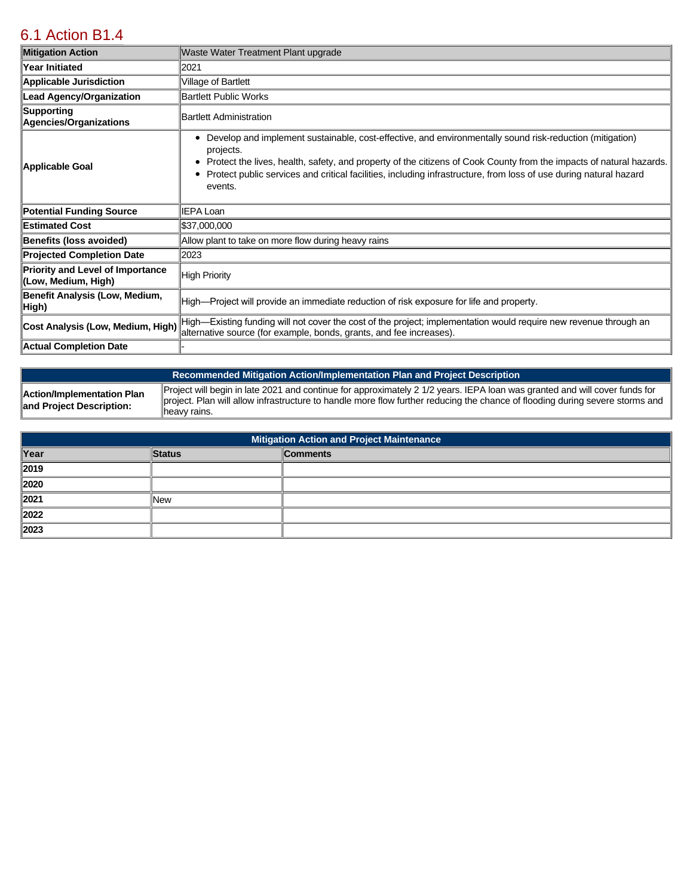## 6.1 Action B1.4

| Mitigation Action | Waste Water Treatment Plant upgrade |
|---|---|
| Year Initiated | 2021 |
| Applicable Jurisdiction | Village of Bartlett |
| Lead Agency/Organization | Bartlett Public Works |
| Supporting Agencies/Organizations | Bartlett Administration |
| Applicable Goal | • Develop and implement sustainable, cost-effective, and environmentally sound risk-reduction (mitigation) projects.<br>• Protect the lives, health, safety, and property of the citizens of Cook County from the impacts of natural hazards.<br>• Protect public services and critical facilities, including infrastructure, from loss of use during natural hazard events. |
| Potential Funding Source | IEPA Loan |
| Estimated Cost | $37,000,000 |
| Benefits (loss avoided) | Allow plant to take on more flow during heavy rains |
| Projected Completion Date | 2023 |
| Priority and Level of Importance (Low, Medium, High) | High Priority |
| Benefit Analysis (Low, Medium, High) | High—Project will provide an immediate reduction of risk exposure for life and property. |
| Cost Analysis (Low, Medium, High) | High—Existing funding will not cover the cost of the project; implementation would require new revenue through an alternative source (for example, bonds, grants, and fee increases). |
| Actual Completion Date | - |

| Recommended Mitigation Action/Implementation Plan and Project Description | |
|---|---|
| Action/Implementation Plan and Project Description: | Project will begin in late 2021 and continue for approximately 2 1/2 years. IEPA loan was granted and will cover funds for project. Plan will allow infrastructure to handle more flow further reducing the chance of flooding during severe storms and heavy rains. |

| Mitigation Action and Project Maintenance | | |
|---|---|---|
| Year | Status | Comments |
| 2019 | | |
| 2020 | | |
| 2021 | New | |
| 2022 | | |
| 2023 | | |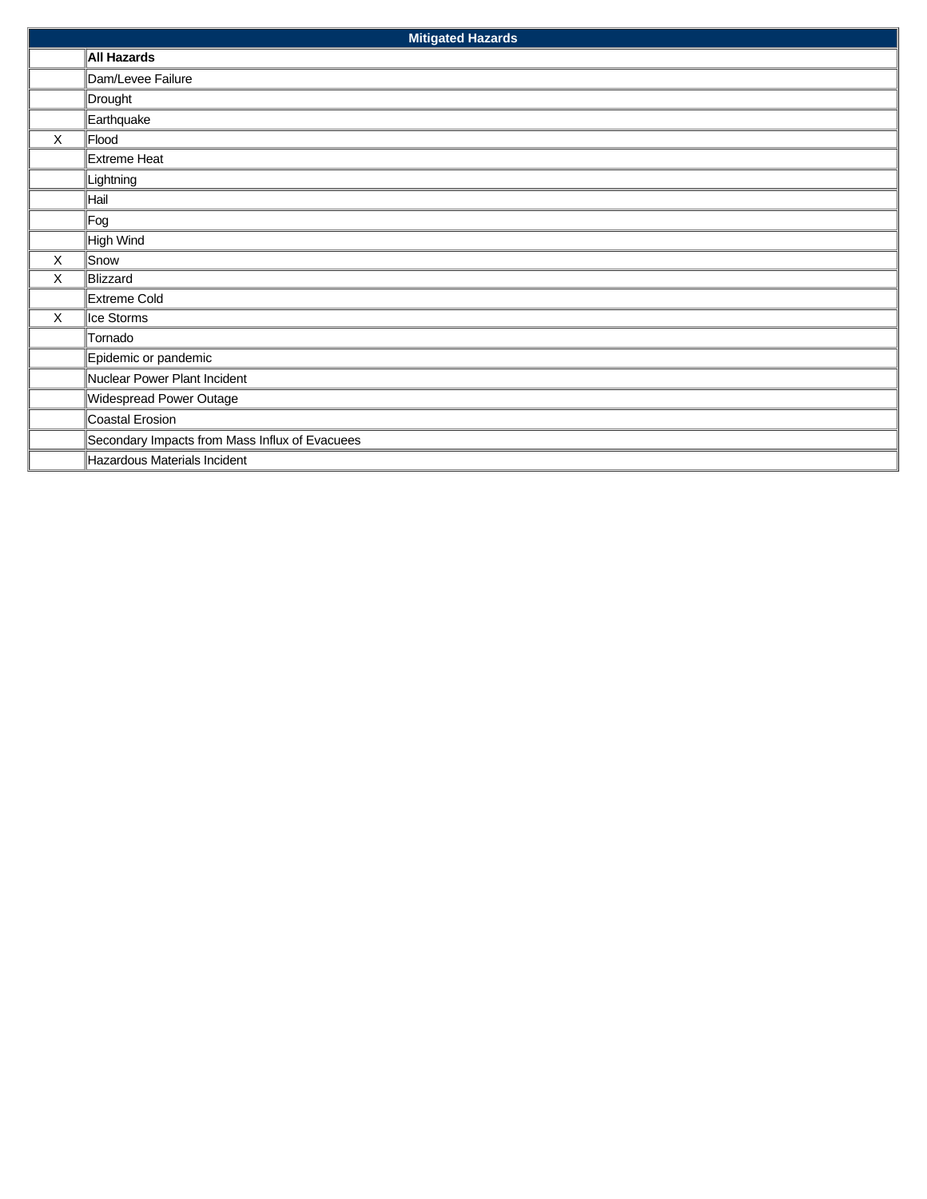| Mitigated Hazards | |
|---|---|
| | **All Hazards** |
| | Dam/Levee Failure |
| | Drought |
| | Earthquake |
| X | Flood |
| | Extreme Heat |
| | Lightning |
| | Hail |
| | Fog |
| | High Wind |
| X | Snow |
| X | Blizzard |
| | Extreme Cold |
| X | Ice Storms |
| | Tornado |
| | Epidemic or pandemic |
| | Nuclear Power Plant Incident |
| | Widespread Power Outage |
| | Coastal Erosion |
| | Secondary Impacts from Mass Influx of Evacuees |
| | Hazardous Materials Incident |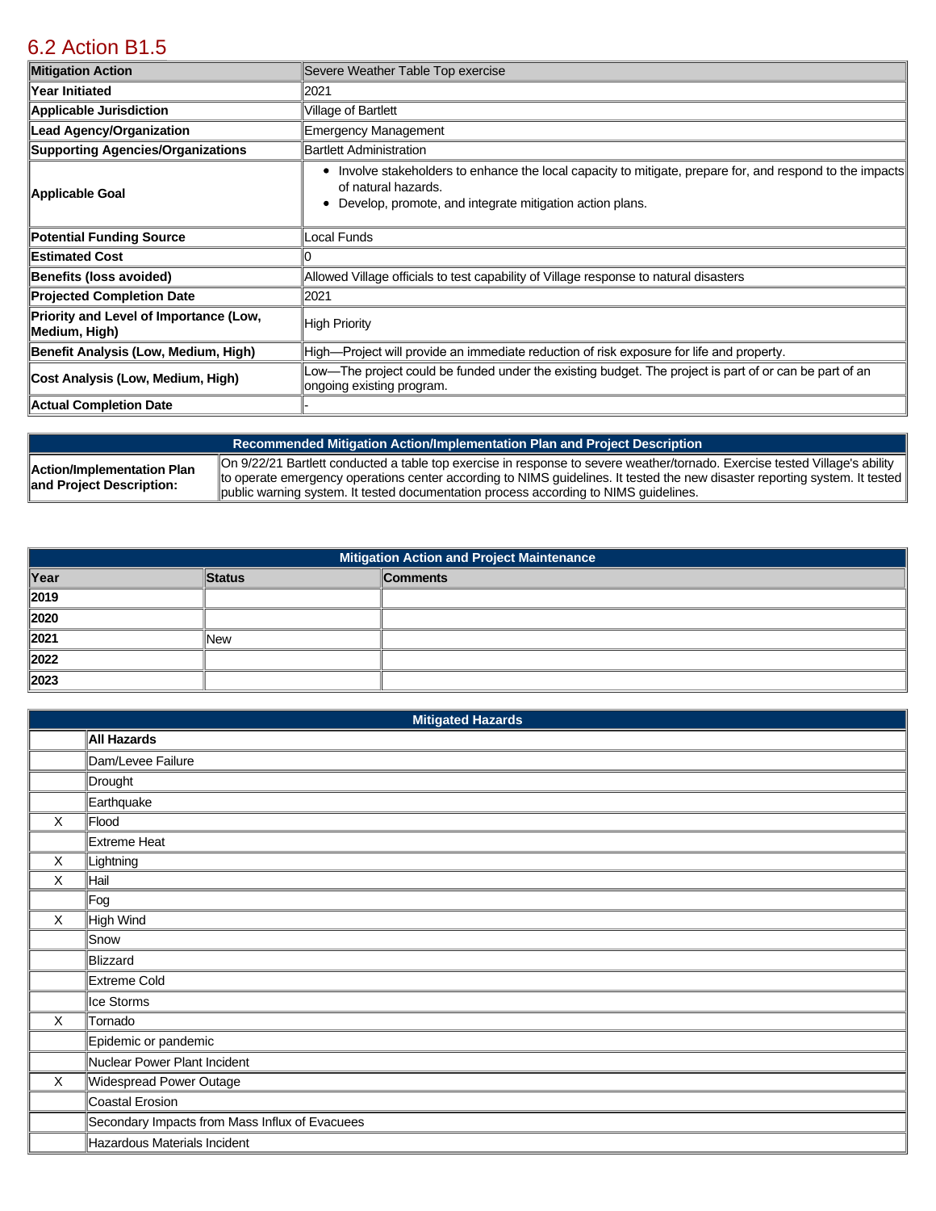## 6.2 Action B1.5

| Mitigation Action | Severe Weather Table Top exercise |
| --- | --- |
| Year Initiated | 2021 |
| Applicable Jurisdiction | Village of Bartlett |
| Lead Agency/Organization | Emergency Management |
| Supporting Agencies/Organizations | Bartlett Administration |
| Applicable Goal | • Involve stakeholders to enhance the local capacity to mitigate, prepare for, and respond to the impacts of natural hazards.<br>• Develop, promote, and integrate mitigation action plans. |
| Potential Funding Source | Local Funds |
| Estimated Cost | 0 |
| Benefits (loss avoided) | Allowed Village officials to test capability of Village response to natural disasters |
| Projected Completion Date | 2021 |
| Priority and Level of Importance (Low, Medium, High) | High Priority |
| Benefit Analysis (Low, Medium, High) | High—Project will provide an immediate reduction of risk exposure for life and property. |
| Cost Analysis (Low, Medium, High) | Low—The project could be funded under the existing budget. The project is part of or can be part of an ongoing existing program. |
| Actual Completion Date | - |

| Recommended Mitigation Action/Implementation Plan and Project Description | |
| --- | --- |
| Action/Implementation Plan and Project Description: | On 9/22/21 Bartlett conducted a table top exercise in response to severe weather/tornado. Exercise tested Village's ability to operate emergency operations center according to NIMS guidelines. It tested the new disaster reporting system. It tested public warning system. It tested documentation process according to NIMS guidelines. |

| Mitigation Action and Project Maintenance | | |
| --- | --- | --- |
| Year | Status | Comments |
| 2019 | | |
| 2020 | | |
| 2021 | New | |
| 2022 | | |
| 2023 | | |

| Mitigated Hazards | |
| --- | --- |
| | All Hazards |
| | Dam/Levee Failure |
| | Drought |
| | Earthquake |
| X | Flood |
| | Extreme Heat |
| X | Lightning |
| X | Hail |
| | Fog |
| X | High Wind |
| | Snow |
| | Blizzard |
| | Extreme Cold |
| | Ice Storms |
| X | Tornado |
| | Epidemic or pandemic |
| | Nuclear Power Plant Incident |
| X | Widespread Power Outage |
| | Coastal Erosion |
| | Secondary Impacts from Mass Influx of Evacuees |
| | Hazardous Materials Incident |